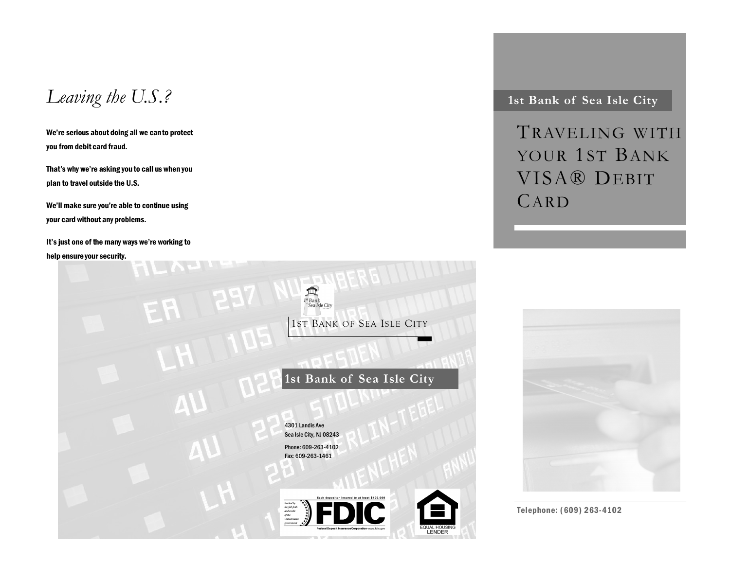# Leaving the U.S.?

**We're serious about doing all we can to protect you from debit card fraud.**

**That's why we're asking you to call us when you plan to travel outside the U.S.**

**We'll make sure you're able to continue using your card without any problems.**

**It's just one of the many ways we're working to help ensure your security.**

1ST BANK OF SEA ISLE CITY

**1st Bank of Sea Isle City**

4301 Landis Ave
Sea Isle City, NJ 08243

Phone: 609-263-4102
Fax: 609-263-1461

Each depositor insured to at least $100,000

Backed by the full faith and credit of the United States government

FDIC

Federal Deposit Insurance Corporation www.fdic.gov

EQUAL HOUSING LENDER

**1st Bank of Sea Isle City**

# TRAVELING WITH YOUR 1ST BANK VISA® DEBIT CARD

Telephone: (609) 263-4102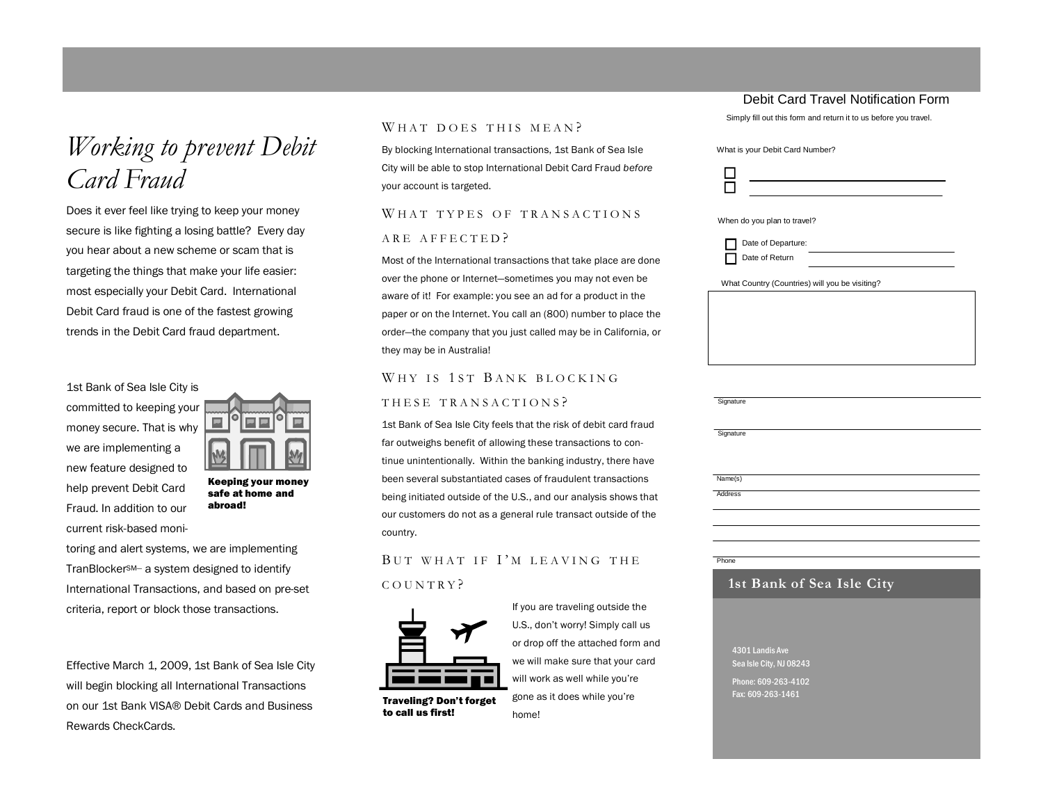# *Working to prevent Debit Card Fraud*

Does it ever feel like trying to keep your money secure is like fighting a losing battle? Every day you hear about a new scheme or scam that is targeting the things that make your life easier: most especially your Debit Card. International Debit Card fraud is one of the fastest growing trends in the Debit Card fraud department.

1st Bank of Sea Isle City is committed to keeping your money secure. That is why we are implementing a new feature designed to help prevent Debit Card Fraud. In addition to our current risk-based monitoring and alert systems, we are implementing TranBlocker℠– a system designed to identify International Transactions, and based on pre-set criteria, report or block those transactions.

**Keeping your money safe at home and abroad!**

Effective March 1, 2009, 1st Bank of Sea Isle City will begin blocking all International Transactions on our 1st Bank VISA® Debit Cards and Business Rewards CheckCards.

## What does this mean?

By blocking International transactions, 1st Bank of Sea Isle City will be able to stop International Debit Card Fraud *before* your account is targeted.

## What types of transactions are affected?

Most of the International transactions that take place are done over the phone or Internet—sometimes you may not even be aware of it! For example: you see an ad for a product in the paper or on the Internet. You call an (800) number to place the order—the company that you just called may be in California, or they may be in Australia!

## Why is 1st Bank blocking these transactions?

1st Bank of Sea Isle City feels that the risk of debit card fraud far outweighs benefit of allowing these transactions to continue unintentionally. Within the banking industry, there have been several substantiated cases of fraudulent transactions being initiated outside of the U.S., and our analysis shows that our customers do not as a general rule transact outside of the country.

## But what if I'm leaving the country?

If you are traveling outside the U.S., don't worry! Simply call us or drop off the attached form and we will make sure that your card will work as well while you're gone as it does while you're home!

**Traveling? Don't forget to call us first!**

## Debit Card Travel Notification Form

Simply fill out this form and return it to us before you travel.

What is your Debit Card Number?

☐ ______________________

☐ ______________________

When do you plan to travel?

☐ Date of Departure: ______________________

☐ Date of Return ______________________

What Country (Countries) will you be visiting?

______________________

Signature ______________________

Signature ______________________

Name(s) ______________________

Address ______________________

Phone ______________________

## 1st Bank of Sea Isle City

4301 Landis Ave
Sea Isle City, NJ 08243

Phone: 609-263-4102
Fax: 609-263-1461